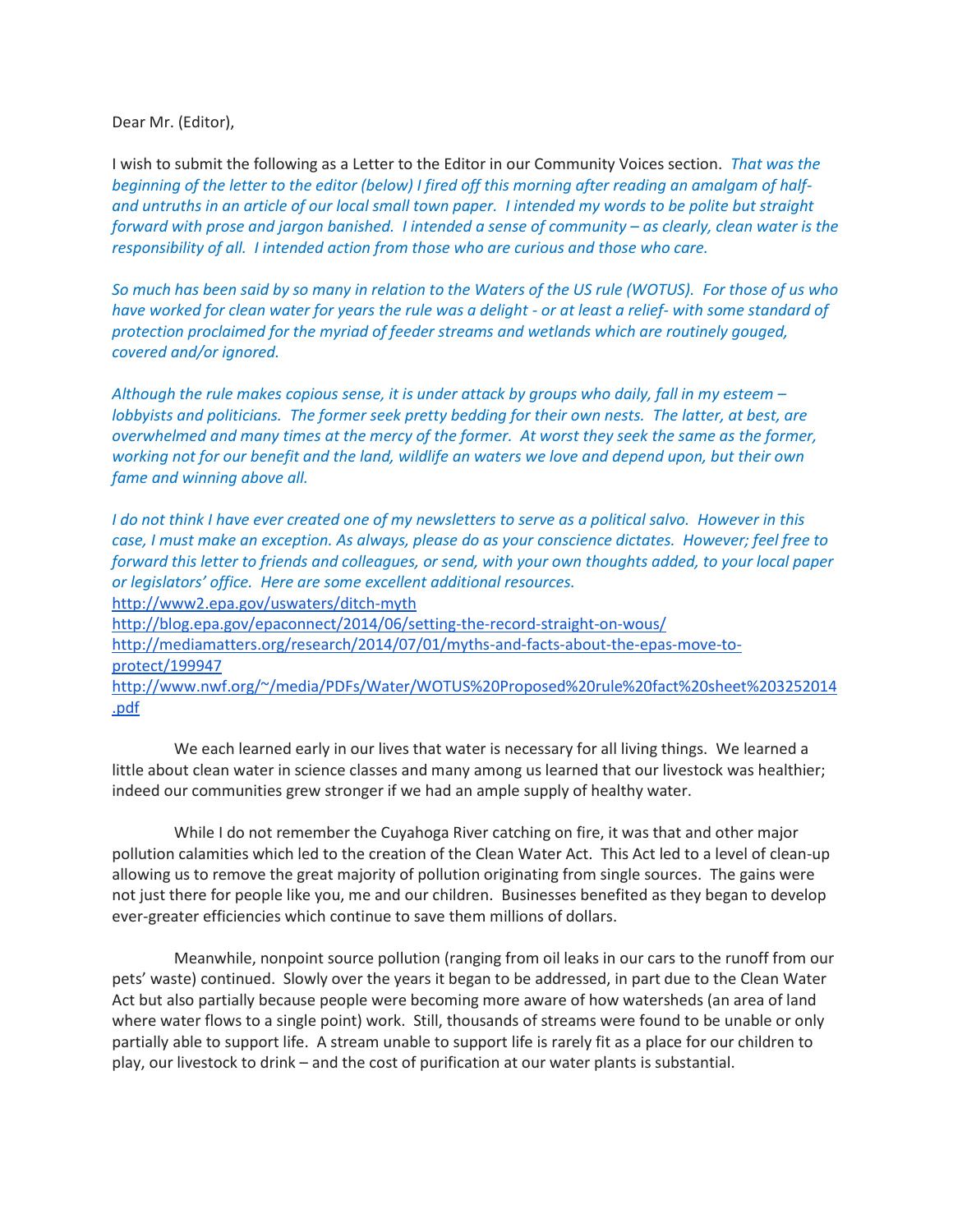Dear Mr. (Editor),

I wish to submit the following as a Letter to the Editor in our Community Voices section. *That was the beginning of the letter to the editor (below) I fired off this morning after reading an amalgam of half- and untruths in an article of our local small town paper. I intended my words to be polite but straight forward with prose and jargon banished. I intended a sense of community – as clearly, clean water is the responsibility of all. I intended action from those who are curious and those who care.*

*So much has been said by so many in relation to the Waters of the US rule (WOTUS). For those of us who have worked for clean water for years the rule was a delight - or at least a relief- with some standard of protection proclaimed for the myriad of feeder streams and wetlands which are routinely gouged, covered and/or ignored.*

*Although the rule makes copious sense, it is under attack by groups who daily, fall in my esteem – lobbyists and politicians. The former seek pretty bedding for their own nests. The latter, at best, are overwhelmed and many times at the mercy of the former. At worst they seek the same as the former, working not for our benefit and the land, wildlife an waters we love and depend upon, but their own fame and winning above all.*

*I do not think I have ever created one of my newsletters to serve as a political salvo. However in this case, I must make an exception. As always, please do as your conscience dictates. However; feel free to forward this letter to friends and colleagues, or send, with your own thoughts added, to your local paper or legislators' office. Here are some excellent additional resources.*

http://www2.epa.gov/uswaters/ditch-myth
http://blog.epa.gov/epaconnect/2014/06/setting-the-record-straight-on-wous/
http://mediamatters.org/research/2014/07/01/myths-and-facts-about-the-epas-move-to-protect/199947
http://www.nwf.org/~/media/PDFs/Water/WOTUS%20Proposed%20rule%20fact%20sheet%203252014.pdf

We each learned early in our lives that water is necessary for all living things. We learned a little about clean water in science classes and many among us learned that our livestock was healthier; indeed our communities grew stronger if we had an ample supply of healthy water.

While I do not remember the Cuyahoga River catching on fire, it was that and other major pollution calamities which led to the creation of the Clean Water Act. This Act led to a level of clean-up allowing us to remove the great majority of pollution originating from single sources. The gains were not just there for people like you, me and our children. Businesses benefited as they began to develop ever-greater efficiencies which continue to save them millions of dollars.

Meanwhile, nonpoint source pollution (ranging from oil leaks in our cars to the runoff from our pets' waste) continued. Slowly over the years it began to be addressed, in part due to the Clean Water Act but also partially because people were becoming more aware of how watersheds (an area of land where water flows to a single point) work. Still, thousands of streams were found to be unable or only partially able to support life. A stream unable to support life is rarely fit as a place for our children to play, our livestock to drink – and the cost of purification at our water plants is substantial.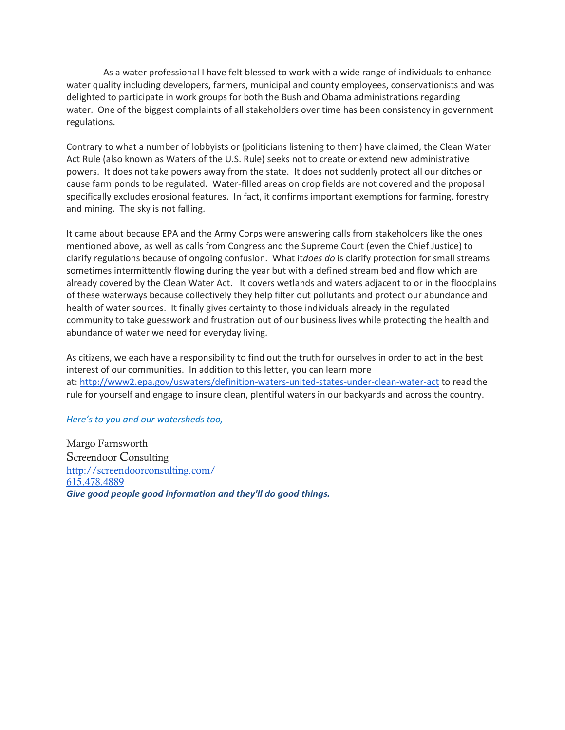As a water professional I have felt blessed to work with a wide range of individuals to enhance water quality including developers, farmers, municipal and county employees, conservationists and was delighted to participate in work groups for both the Bush and Obama administrations regarding water. One of the biggest complaints of all stakeholders over time has been consistency in government regulations.

Contrary to what a number of lobbyists or (politicians listening to them) have claimed, the Clean Water Act Rule (also known as Waters of the U.S. Rule) seeks not to create or extend new administrative powers. It does not take powers away from the state. It does not suddenly protect all our ditches or cause farm ponds to be regulated. Water-filled areas on crop fields are not covered and the proposal specifically excludes erosional features. In fact, it confirms important exemptions for farming, forestry and mining. The sky is not falling.

It came about because EPA and the Army Corps were answering calls from stakeholders like the ones mentioned above, as well as calls from Congress and the Supreme Court (even the Chief Justice) to clarify regulations because of ongoing confusion. What it*does do* is clarify protection for small streams sometimes intermittently flowing during the year but with a defined stream bed and flow which are already covered by the Clean Water Act. It covers wetlands and waters adjacent to or in the floodplains of these waterways because collectively they help filter out pollutants and protect our abundance and health of water sources. It finally gives certainty to those individuals already in the regulated community to take guesswork and frustration out of our business lives while protecting the health and abundance of water we need for everyday living.

As citizens, we each have a responsibility to find out the truth for ourselves in order to act in the best interest of our communities. In addition to this letter, you can learn more at: http://www2.epa.gov/uswaters/definition-waters-united-states-under-clean-water-act to read the rule for yourself and engage to insure clean, plentiful waters in our backyards and across the country.

*Here's to you and our watersheds too,*

Margo Farnsworth
Screendoor Consulting
http://screendoorconsulting.com/
615.478.4889
***Give good people good information and they'll do good things.***